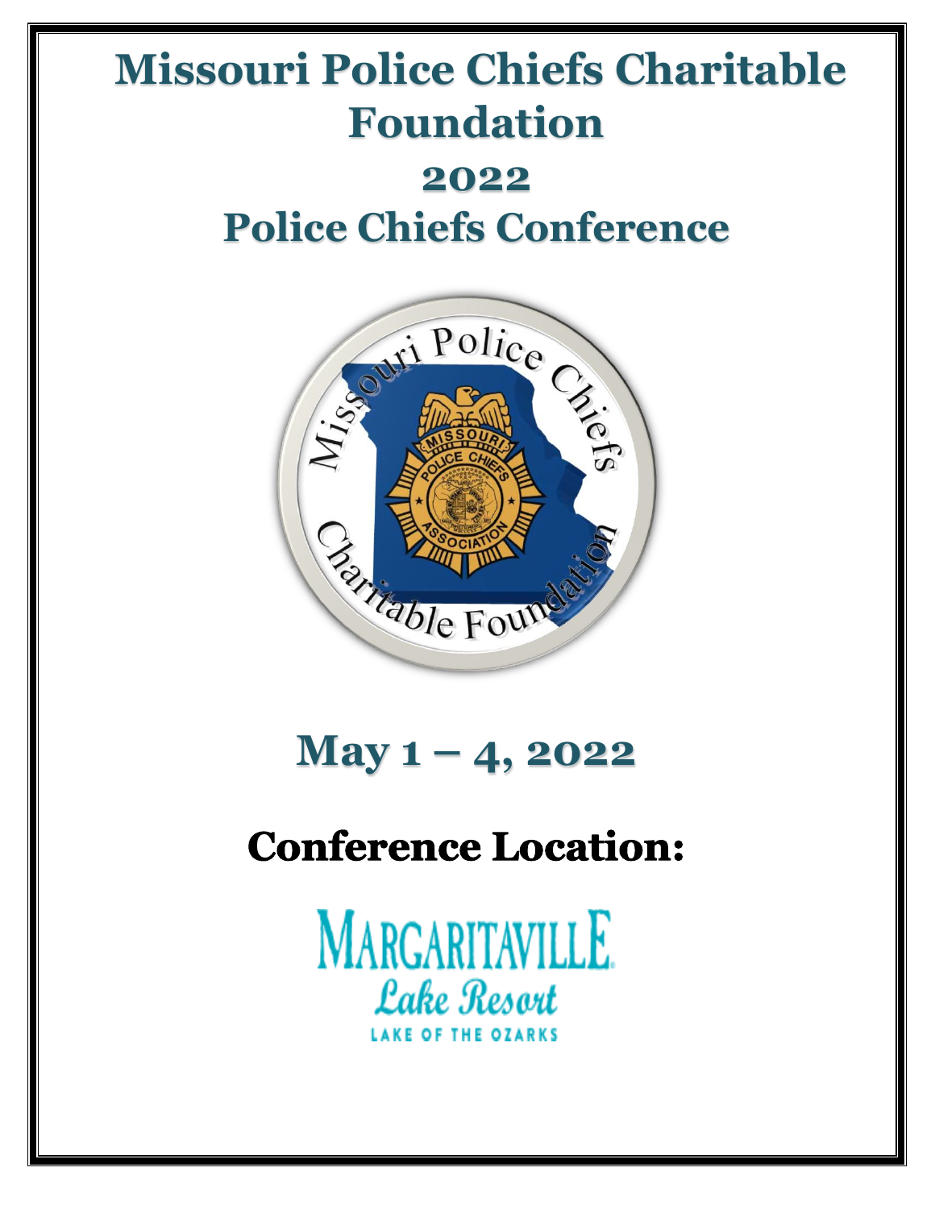# Missouri Police Chiefs Charitable Foundation

# 2022

# Police Chiefs Conference

## May 1 – 4, 2022

## Conference Location:

MARGARITAVILLE
Lake Resort
LAKE OF THE OZARKS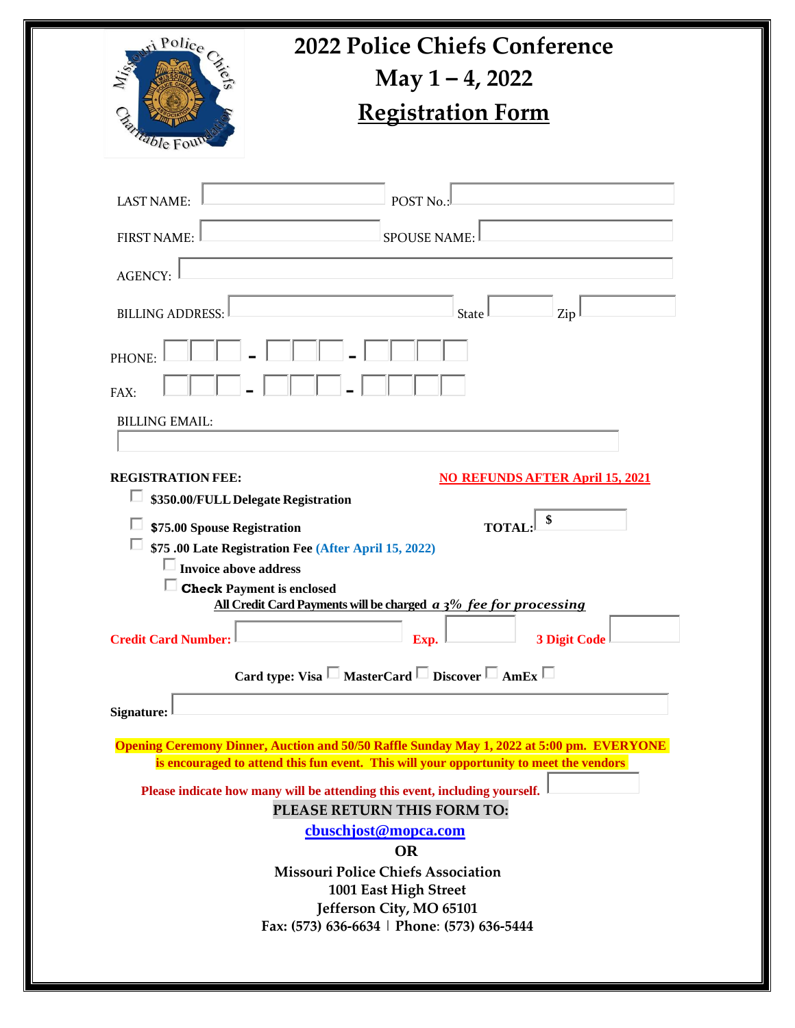# 2022 Police Chiefs Conference

## May 1 – 4, 2022

## Registration Form

LAST NAME: ____________ POST No.: ____________

FIRST NAME: ____________ SPOUSE NAME: ____________

AGENCY: ____________

BILLING ADDRESS: ____________ State ______ Zip ______

PHONE: ___ - ___ - ____

FAX: ___ - ___ - ____

BILLING EMAIL:

____________

**REGISTRATION FEE:** **NO REFUNDS AFTER April 15, 2021**

- ☐ **$350.00/FULL Delegate Registration**
- ☐ **$75.00 Spouse Registration** **TOTAL:** $ ______
- ☐ **$75 .00 Late Registration Fee (After April 15, 2022)**
  - ☐ **Invoice above address**
  - ☐ **Check Payment is enclosed**

**All Credit Card Payments will be charged *a 3% fee for processing***

**Credit Card Number:** ____________ **Exp.** ______ **3 Digit Code** ______

**Card type: Visa ☐ MasterCard ☐ Discover ☐ AmEx ☐**

**Signature:** ____________

**Opening Ceremony Dinner, Auction and 50/50 Raffle Sunday May 1, 2022 at 5:00 pm. EVERYONE is encouraged to attend this fun event. This will your opportunity to meet the vendors**

**Please indicate how many will be attending this event, including yourself.** ______

**PLEASE RETURN THIS FORM TO:**

**cbuschjost@mopca.com**

**OR**

**Missouri Police Chiefs Association**
**1001 East High Street**
**Jefferson City, MO 65101**
**Fax: (573) 636-6634 | Phone: (573) 636-5444**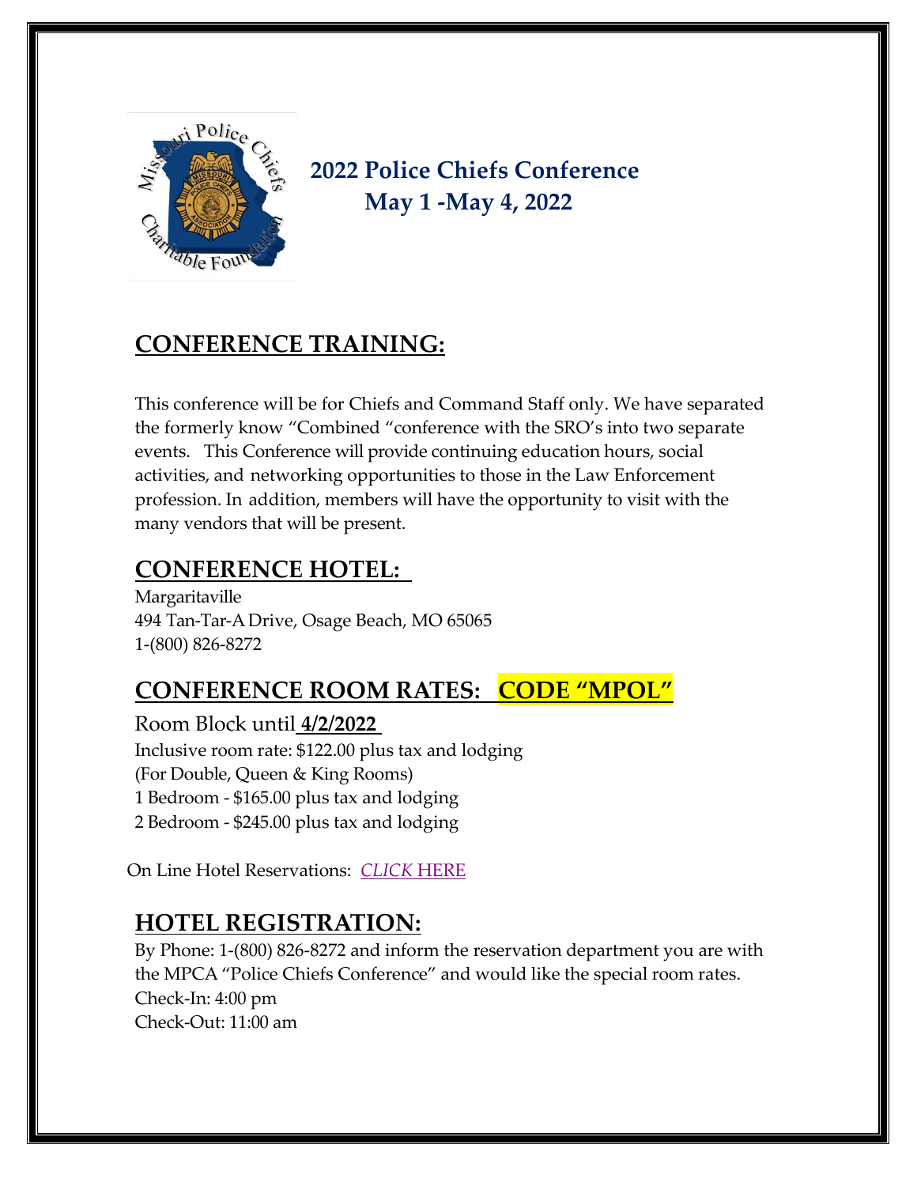# 2022 Police Chiefs Conference
## May 1 -May 4, 2022

## CONFERENCE TRAINING:

This conference will be for Chiefs and Command Staff only. We have separated the formerly know "Combined "conference with the SRO's into two separate events. This Conference will provide continuing education hours, social activities, and networking opportunities to those in the Law Enforcement profession. In addition, members will have the opportunity to visit with the many vendors that will be present.

## CONFERENCE HOTEL:

Margaritaville
494 Tan-Tar-A Drive, Osage Beach, MO 65065
1-(800) 826-8272

## CONFERENCE ROOM RATES: CODE "MPOL"

Room Block until **4/2/2022**
Inclusive room rate: $122.00 plus tax and lodging
(For Double, Queen & King Rooms)
1 Bedroom - $165.00 plus tax and lodging
2 Bedroom - $245.00 plus tax and lodging

On Line Hotel Reservations: *CLICK* HERE

## HOTEL REGISTRATION:

By Phone: 1-(800) 826-8272 and inform the reservation department you are with the MPCA "Police Chiefs Conference" and would like the special room rates.
Check-In: 4:00 pm
Check-Out: 11:00 am